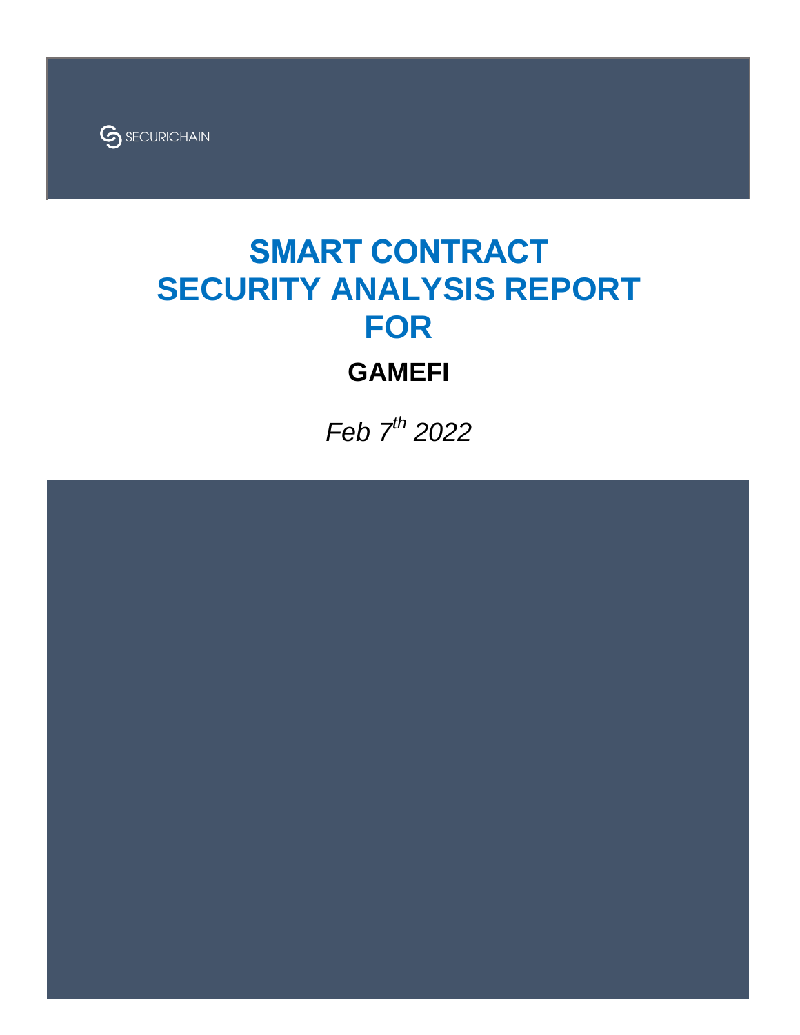SECURICHAIN

# SMART CONTRACT SECURITY ANALYSIS REPORT FOR

## GAMEFI

*Feb 7th 2022*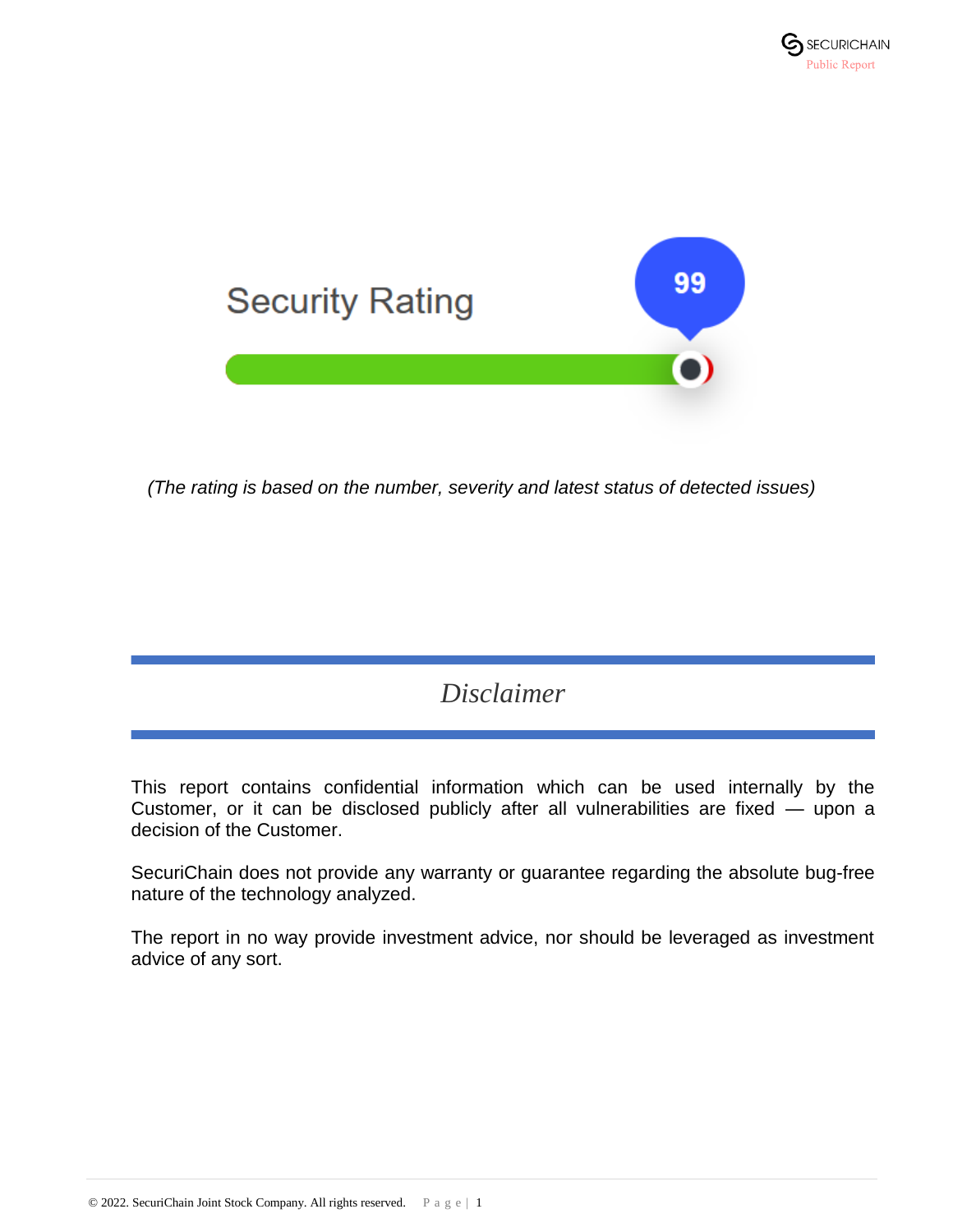Security Rating

99

*(The rating is based on the number, severity and latest status of detected issues)*

# *Disclaimer*

This report contains confidential information which can be used internally by the Customer, or it can be disclosed publicly after all vulnerabilities are fixed — upon a decision of the Customer.

SecuriChain does not provide any warranty or guarantee regarding the absolute bug-free nature of the technology analyzed.

The report in no way provide investment advice, nor should be leveraged as investment advice of any sort.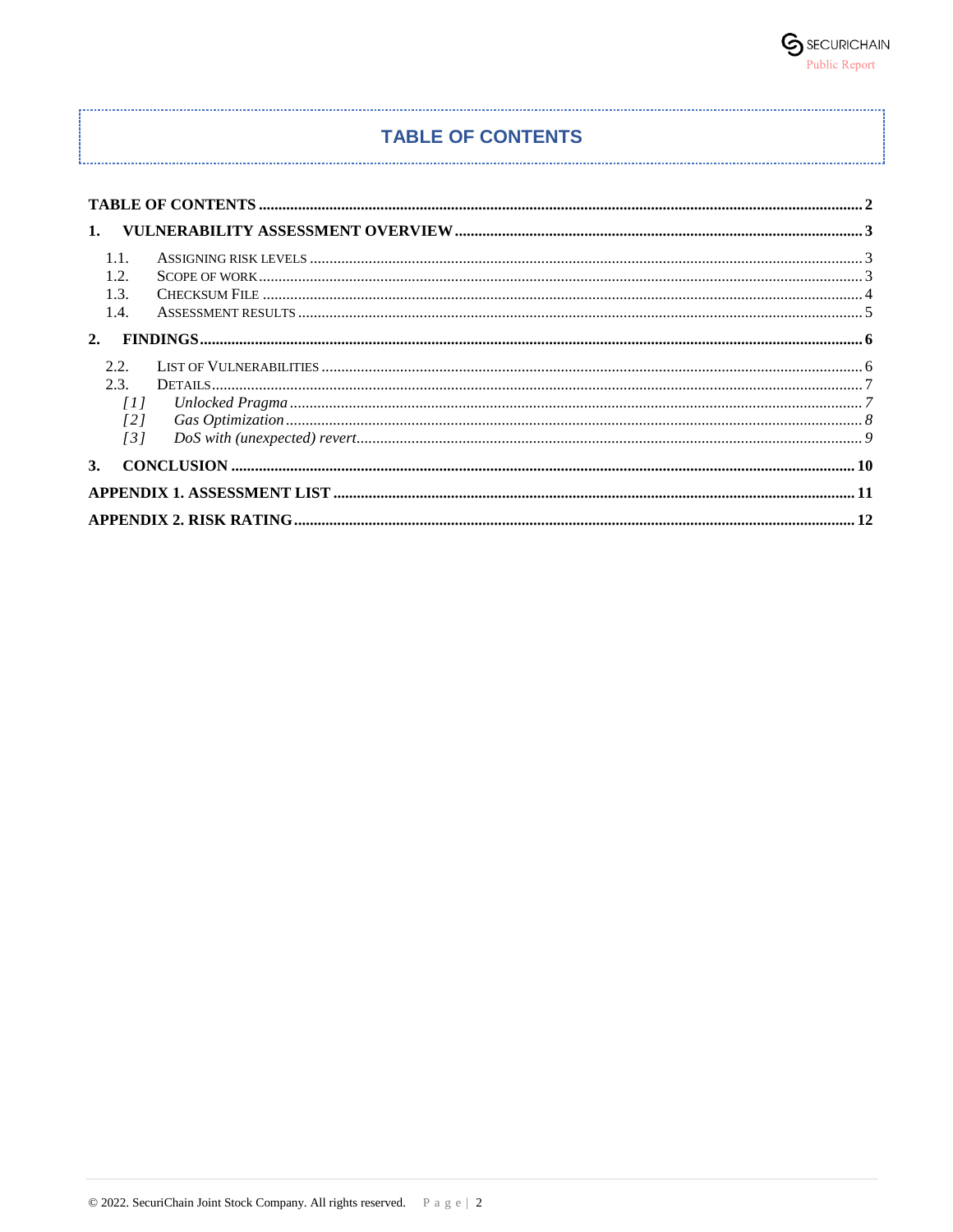# TABLE OF CONTENTS

- TABLE OF CONTENTS ..... 2
- 1. VULNERABILITY ASSESSMENT OVERVIEW ..... 3
  - 1.1. Assigning risk levels ..... 3
  - 1.2. Scope of work ..... 3
  - 1.3. Checksum File ..... 4
  - 1.4. Assessment results ..... 5
- 2. FINDINGS ..... 6
  - 2.2. List of Vulnerabilities ..... 6
  - 2.3. Details ..... 7
    - *[1] Unlocked Pragma ..... 7*
    - *[2] Gas Optimization ..... 8*
    - *[3] DoS with (unexpected) revert ..... 9*
- 3. CONCLUSION ..... 10
- APPENDIX 1. ASSESSMENT LIST ..... 11
- APPENDIX 2. RISK RATING ..... 12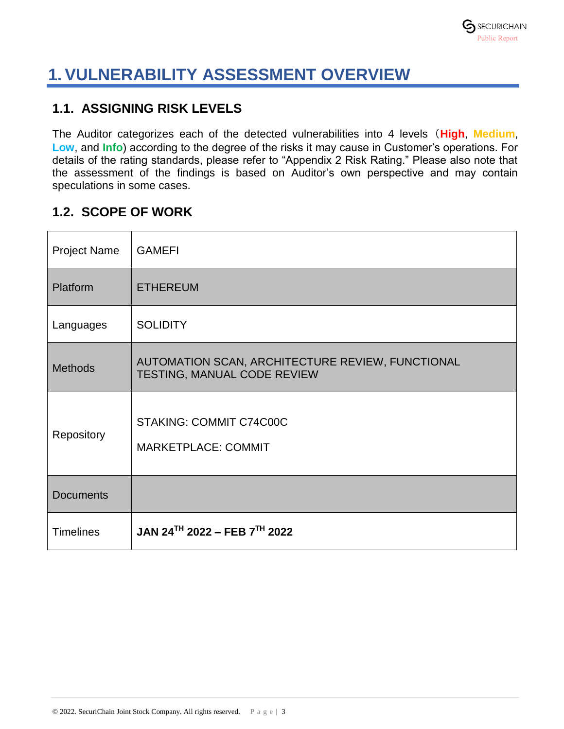# 1. VULNERABILITY ASSESSMENT OVERVIEW

## 1.1. ASSIGNING RISK LEVELS

The Auditor categorizes each of the detected vulnerabilities into 4 levels（**High**, **Medium**, **Low**, and **Info**) according to the degree of the risks it may cause in Customer's operations. For details of the rating standards, please refer to "Appendix 2 Risk Rating." Please also note that the assessment of the findings is based on Auditor's own perspective and may contain speculations in some cases.

## 1.2. SCOPE OF WORK

| | |
|---|---|
| Project Name | GAMEFI |
| Platform | ETHEREUM |
| Languages | SOLIDITY |
| Methods | AUTOMATION SCAN, ARCHITECTURE REVIEW, FUNCTIONAL TESTING, MANUAL CODE REVIEW |
| Repository | STAKING: COMMIT C74C00C<br><br>MARKETPLACE: COMMIT |
| Documents | |
| Timelines | **JAN 24TH 2022 – FEB 7TH 2022** |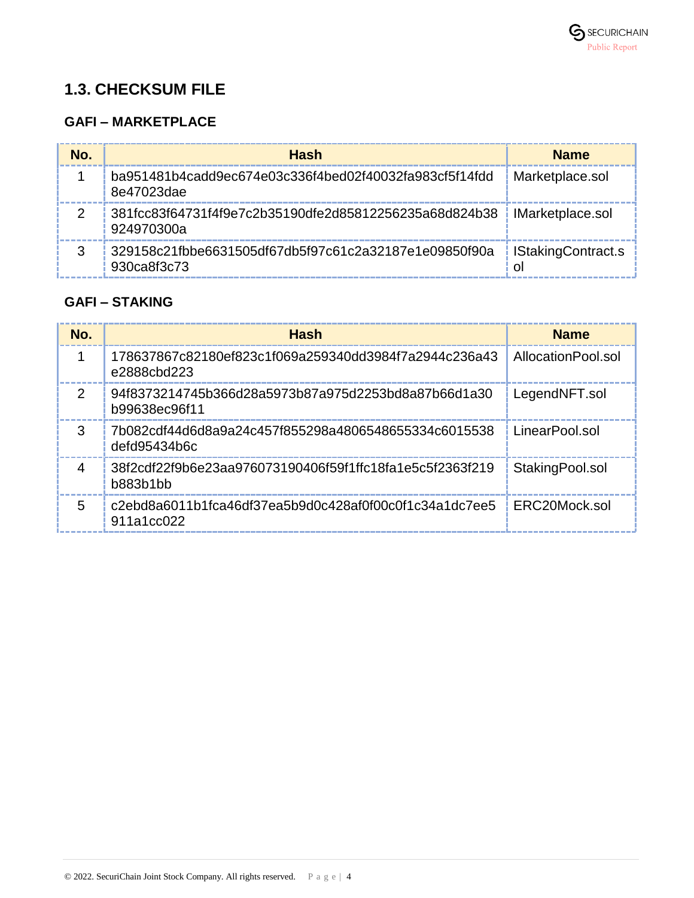## 1.3. CHECKSUM FILE

### GAFI – MARKETPLACE

| No. | Hash | Name |
|---|---|---|
| 1 | ba951481b4cadd9ec674e03c336f4bed02f40032fa983cf5f14fdd8e47023dae | Marketplace.sol |
| 2 | 381fcc83f64731f4f9e7c2b35190dfe2d85812256235a68d824b38924970300a | IMarketplace.sol |
| 3 | 329158c21fbbe6631505df67db5f97c61c2a32187e1e09850f90a930ca8f3c73 | IStakingContract.sol |

### GAFI – STAKING

| No. | Hash | Name |
|---|---|---|
| 1 | 178637867c82180ef823c1f069a259340dd3984f7a2944c236a43e2888cbd223 | AllocationPool.sol |
| 2 | 94f8373214745b366d28a5973b87a975d2253bd8a87b66d1a30b99638ec96f11 | LegendNFT.sol |
| 3 | 7b082cdf44d6d8a9a24c457f855298a4806548655334c6015538defd95434b6c | LinearPool.sol |
| 4 | 38f2cdf22f9b6e23aa976073190406f59f1ffc18fa1e5c5f2363f219b883b1bb | StakingPool.sol |
| 5 | c2ebd8a6011b1fca46df37ea5b9d0c428af0f00c0f1c34a1dc7ee5911a1cc022 | ERC20Mock.sol |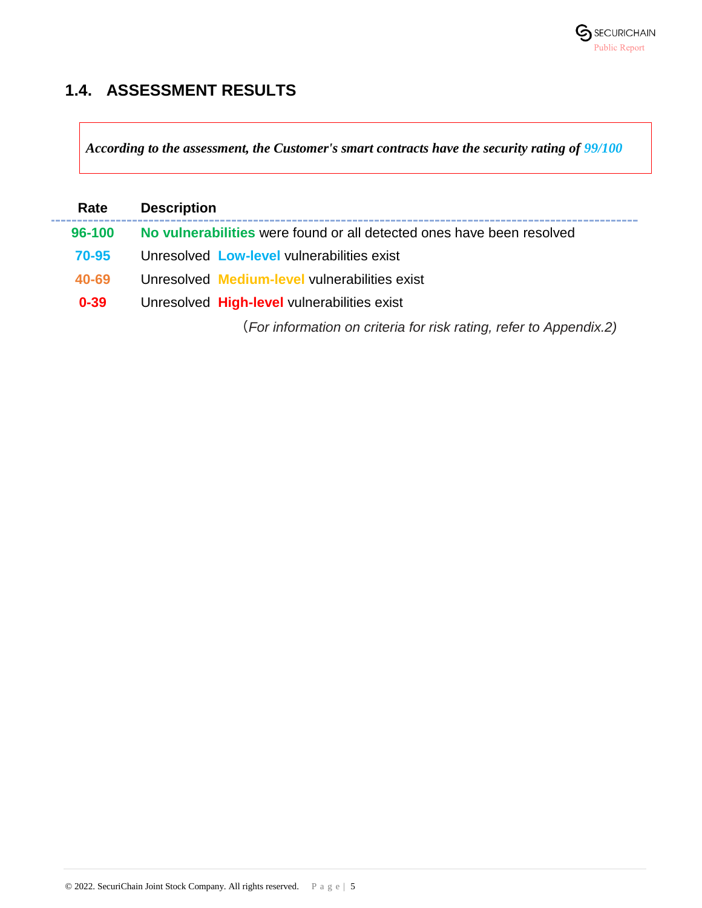## 1.4. ASSESSMENT RESULTS

***According to the assessment, the Customer's smart contracts have the security rating of 99/100***

| Rate | Description |
| --- | --- |
| **96-100** | **No vulnerabilities** were found or all detected ones have been resolved |
| **70-95** | Unresolved **Low-level** vulnerabilities exist |
| **40-69** | Unresolved **Medium-level** vulnerabilities exist |
| **0-39** | Unresolved **High-level** vulnerabilities exist |

*(For information on criteria for risk rating, refer to Appendix.2)*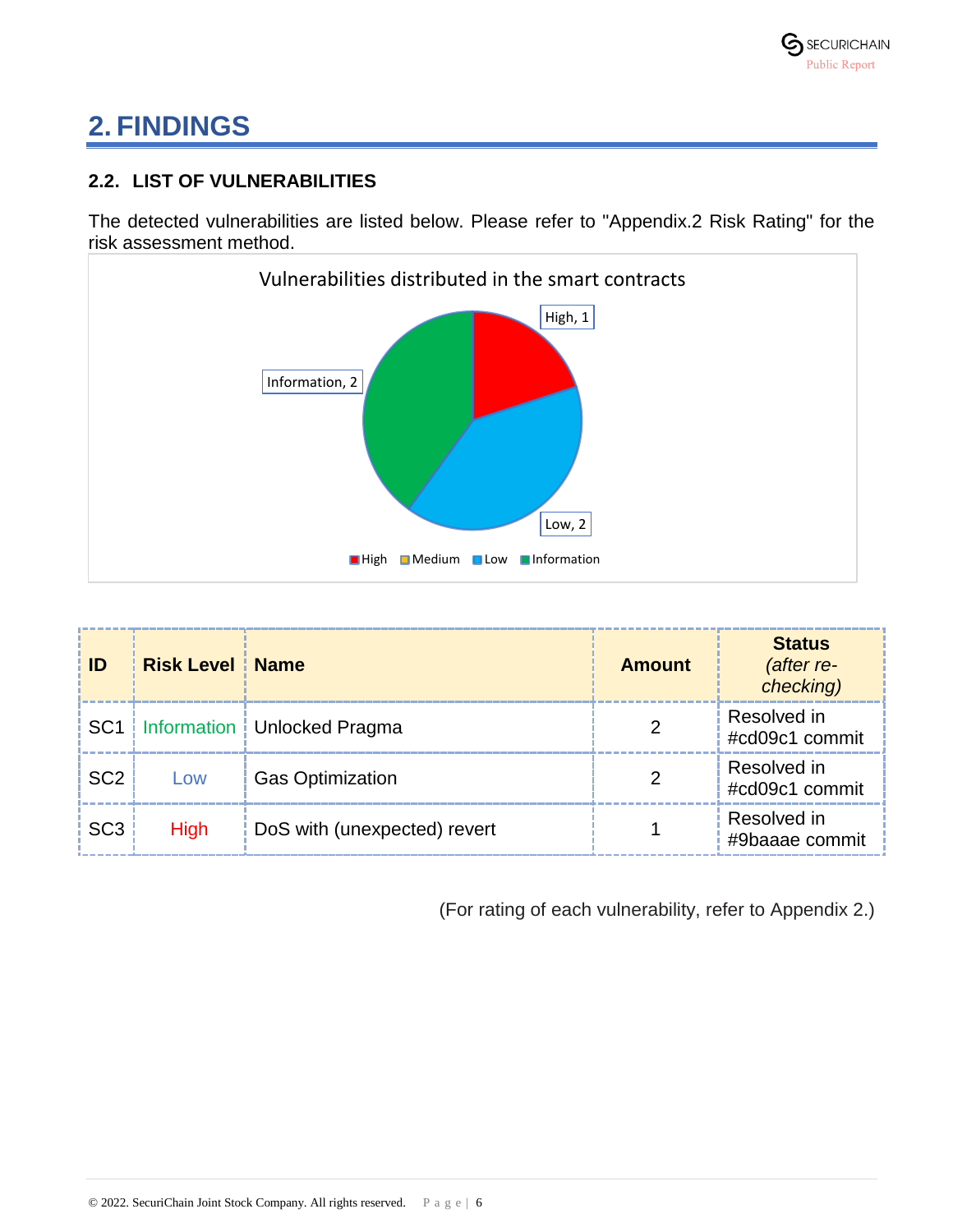# 2. FINDINGS

## 2.2. LIST OF VULNERABILITIES

The detected vulnerabilities are listed below. Please refer to "Appendix.2 Risk Rating" for the risk assessment method.

| ID | Risk Level | Name | Amount | Status *(after re-checking)* |
|---|---|---|---|---|
| SC1 | Information | Unlocked Pragma | 2 | Resolved in #cd09c1 commit |
| SC2 | Low | Gas Optimization | 2 | Resolved in #cd09c1 commit |
| SC3 | High | DoS with (unexpected) revert | 1 | Resolved in #9baaae commit |

(For rating of each vulnerability, refer to Appendix 2.)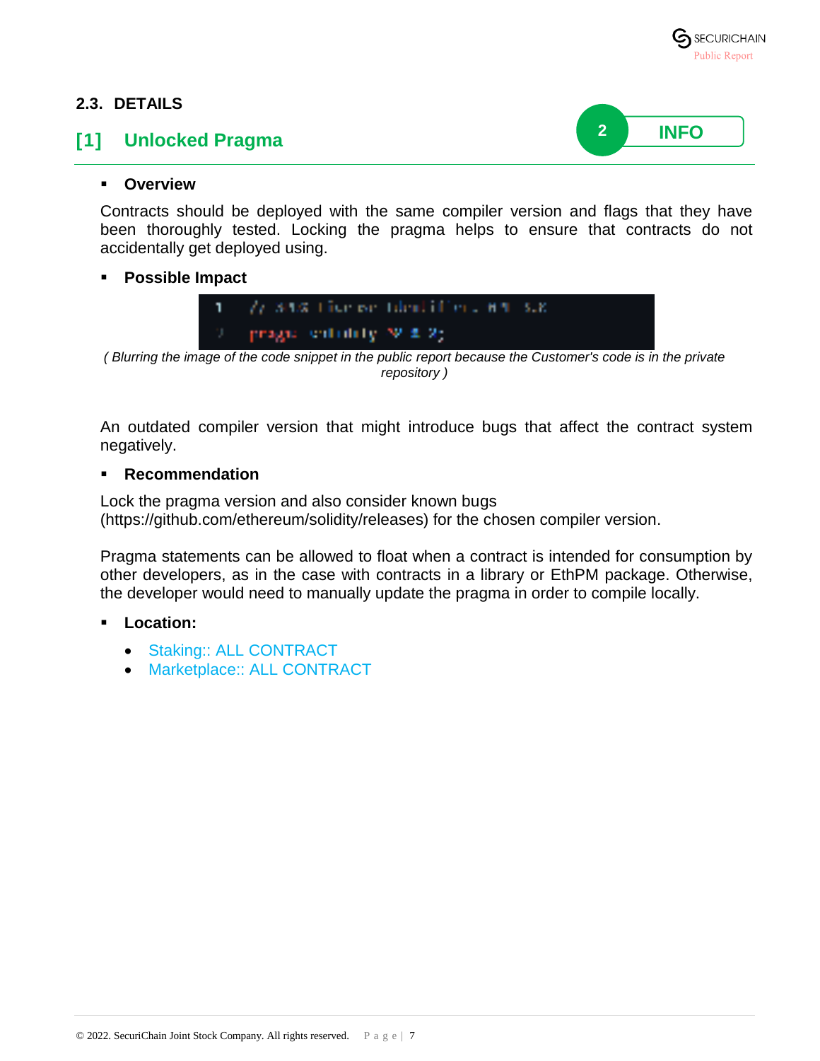## 2.3. DETAILS

### [1] Unlocked Pragma

2 INFO

- **Overview**

Contracts should be deployed with the same compiler version and flags that they have been thoroughly tested. Locking the pragma helps to ensure that contracts do not accidentally get deployed using.

- **Possible Impact**

*( Blurring the image of the code snippet in the public report because the Customer's code is in the private repository )*

An outdated compiler version that might introduce bugs that affect the contract system negatively.

- **Recommendation**

Lock the pragma version and also consider known bugs (https://github.com/ethereum/solidity/releases) for the chosen compiler version.

Pragma statements can be allowed to float when a contract is intended for consumption by other developers, as in the case with contracts in a library or EthPM package. Otherwise, the developer would need to manually update the pragma in order to compile locally.

- **Location:**
  - Staking:: ALL CONTRACT
  - Marketplace:: ALL CONTRACT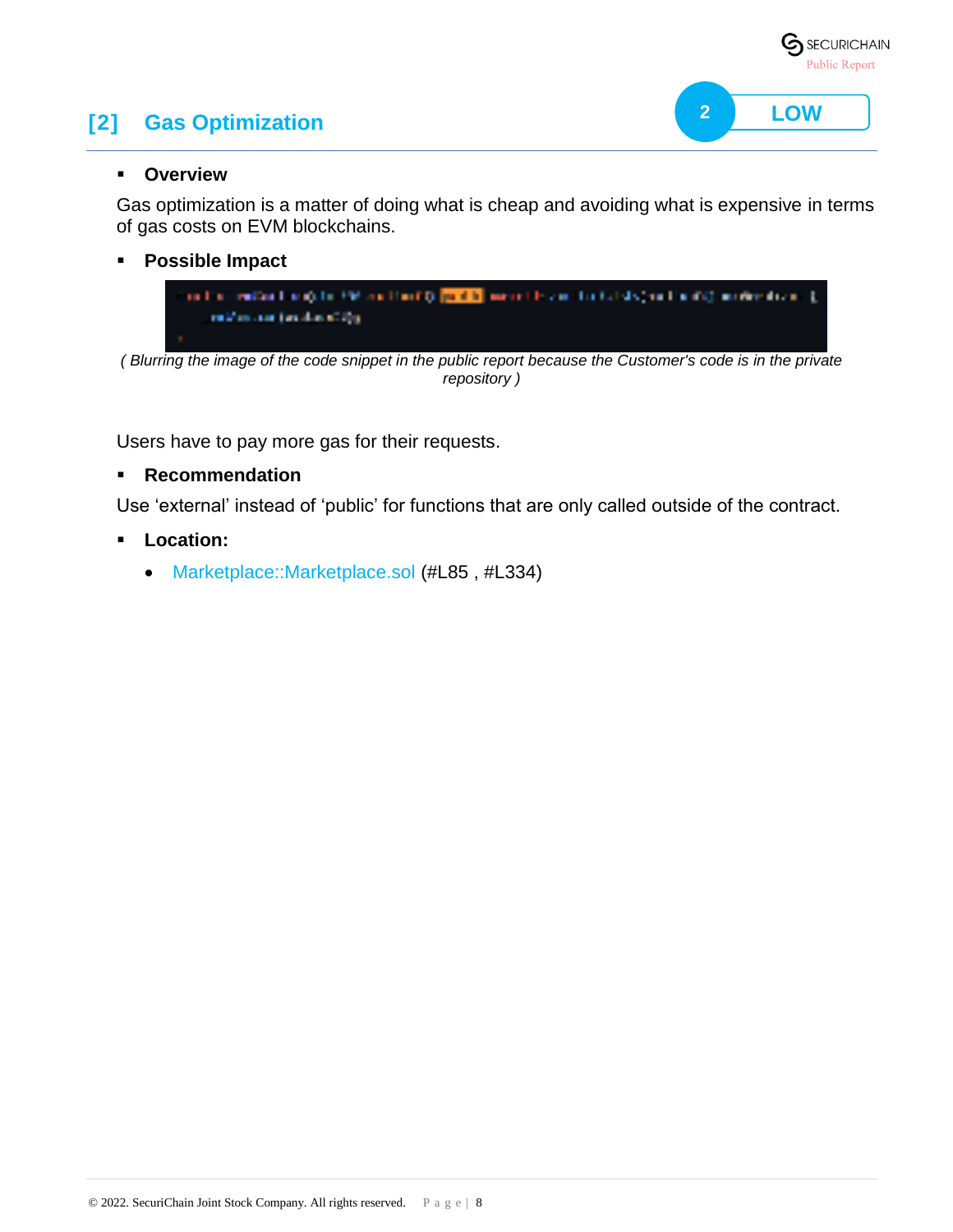## [2] Gas Optimization

2 LOW

- **Overview**

Gas optimization is a matter of doing what is cheap and avoiding what is expensive in terms of gas costs on EVM blockchains.

- **Possible Impact**

*( Blurring the image of the code snippet in the public report because the Customer's code is in the private repository )*

Users have to pay more gas for their requests.

- **Recommendation**

Use 'external' instead of 'public' for functions that are only called outside of the contract.

- **Location:**
    - Marketplace::Marketplace.sol (#L85 , #L334)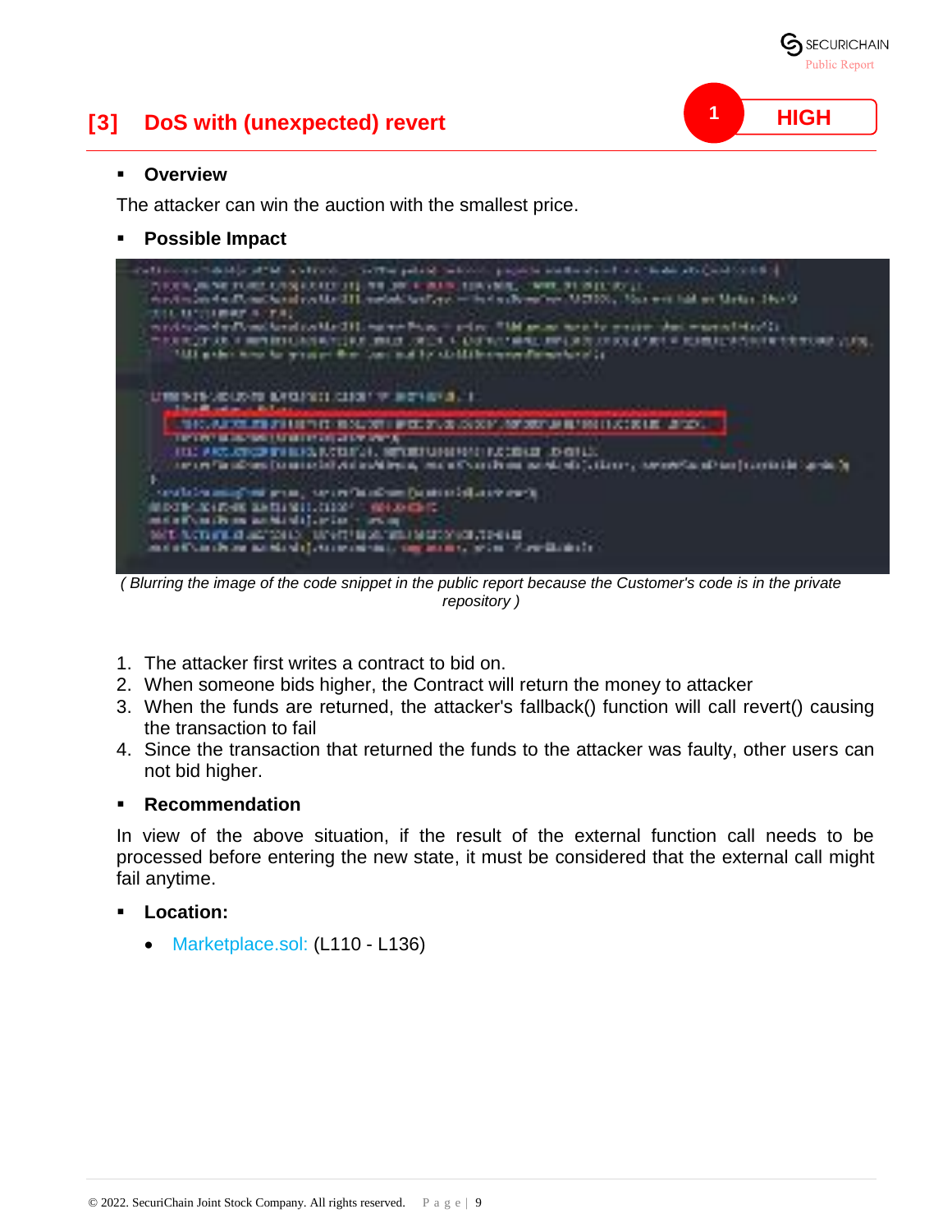## [3] DoS with (unexpected) revert

**1 HIGH**

- **Overview**

The attacker can win the auction with the smallest price.

- **Possible Impact**

*( Blurring the image of the code snippet in the public report because the Customer's code is in the private repository )*

1. The attacker first writes a contract to bid on.
2. When someone bids higher, the Contract will return the money to attacker
3. When the funds are returned, the attacker's fallback() function will call revert() causing the transaction to fail
4. Since the transaction that returned the funds to the attacker was faulty, other users can not bid higher.

- **Recommendation**

In view of the above situation, if the result of the external function call needs to be processed before entering the new state, it must be considered that the external call might fail anytime.

- **Location:**
  - Marketplace.sol: (L110 - L136)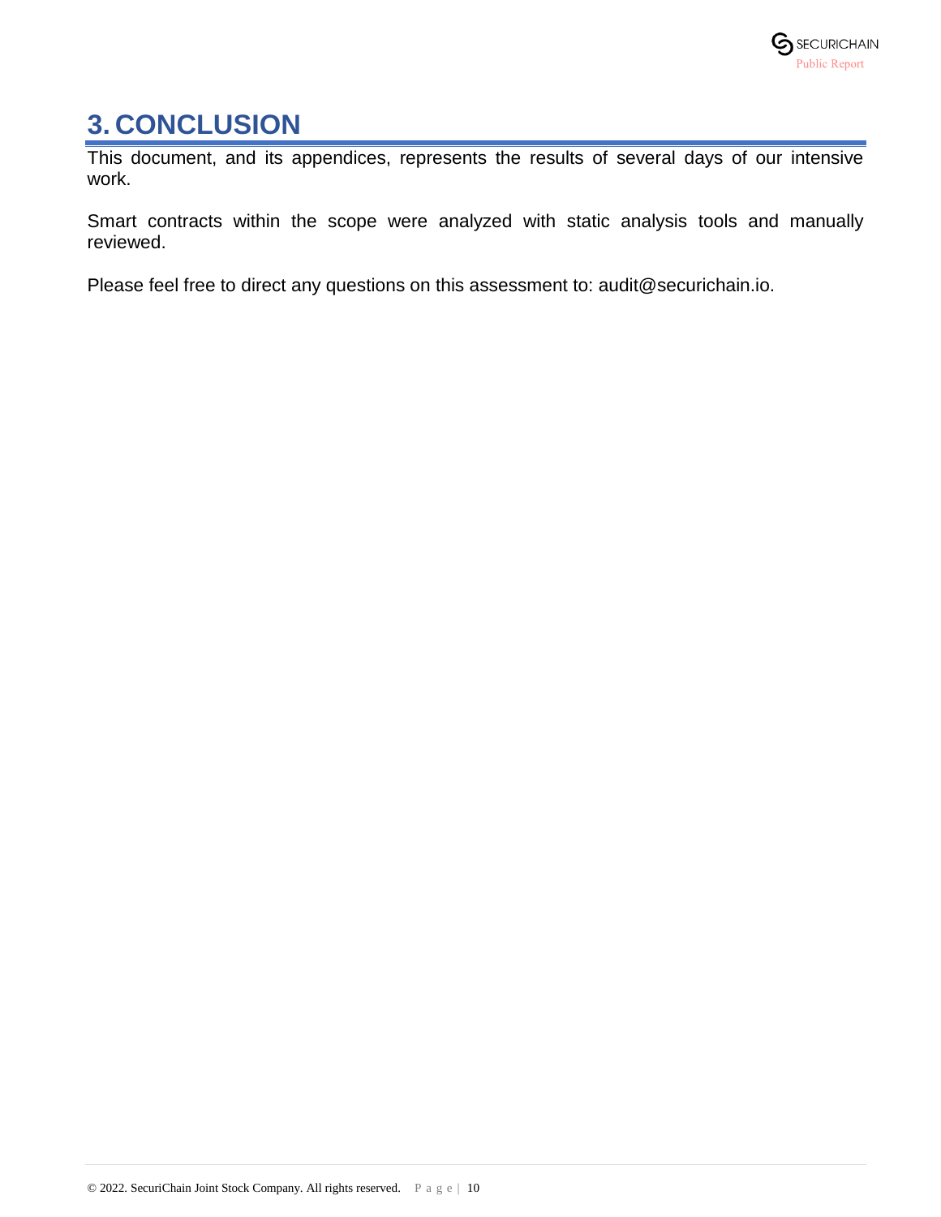# 3. CONCLUSION

This document, and its appendices, represents the results of several days of our intensive work.

Smart contracts within the scope were analyzed with static analysis tools and manually reviewed.

Please feel free to direct any questions on this assessment to: audit@securichain.io.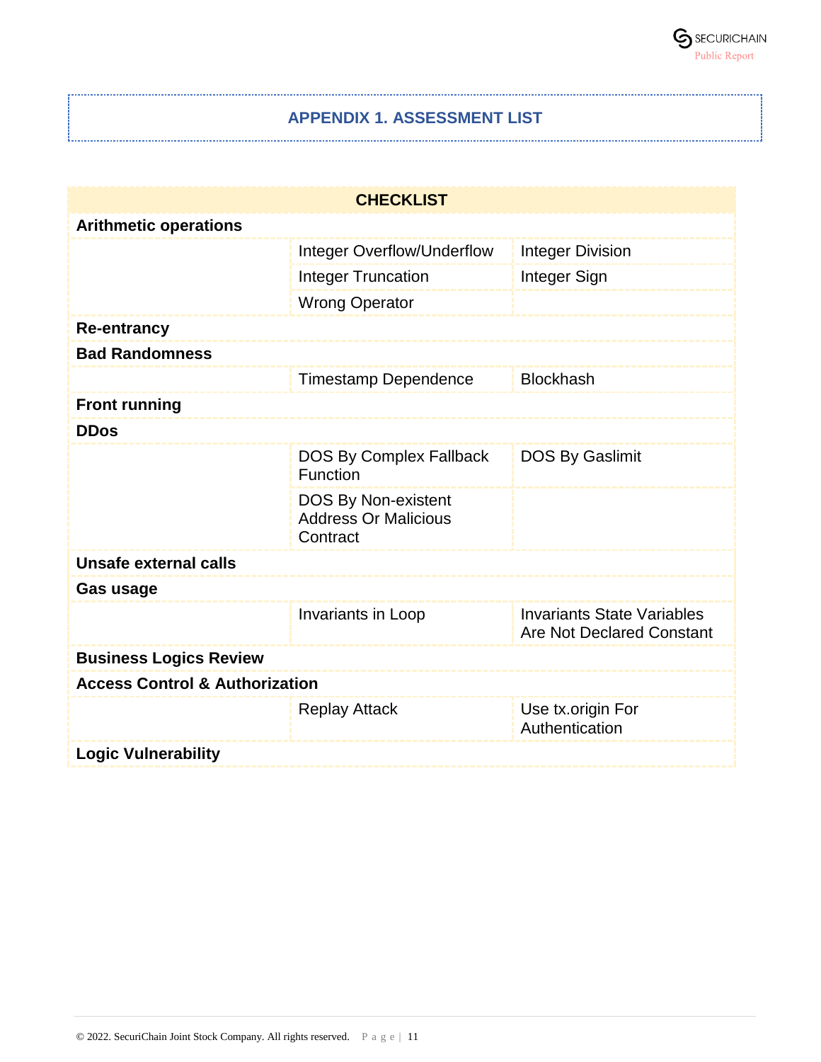## APPENDIX 1. ASSESSMENT LIST

| CHECKLIST | | |
|---|---|---|
| **Arithmetic operations** | | |
| | Integer Overflow/Underflow | Integer Division |
| | Integer Truncation | Integer Sign |
| | Wrong Operator | |
| **Re-entrancy** | | |
| **Bad Randomness** | | |
| | Timestamp Dependence | Blockhash |
| **Front running** | | |
| **DDos** | | |
| | DOS By Complex Fallback Function | DOS By Gaslimit |
| | DOS By Non-existent Address Or Malicious Contract | |
| **Unsafe external calls** | | |
| **Gas usage** | | |
| | Invariants in Loop | Invariants State Variables Are Not Declared Constant |
| **Business Logics Review** | | |
| **Access Control & Authorization** | | |
| | Replay Attack | Use tx.origin For Authentication |
| **Logic Vulnerability** | | |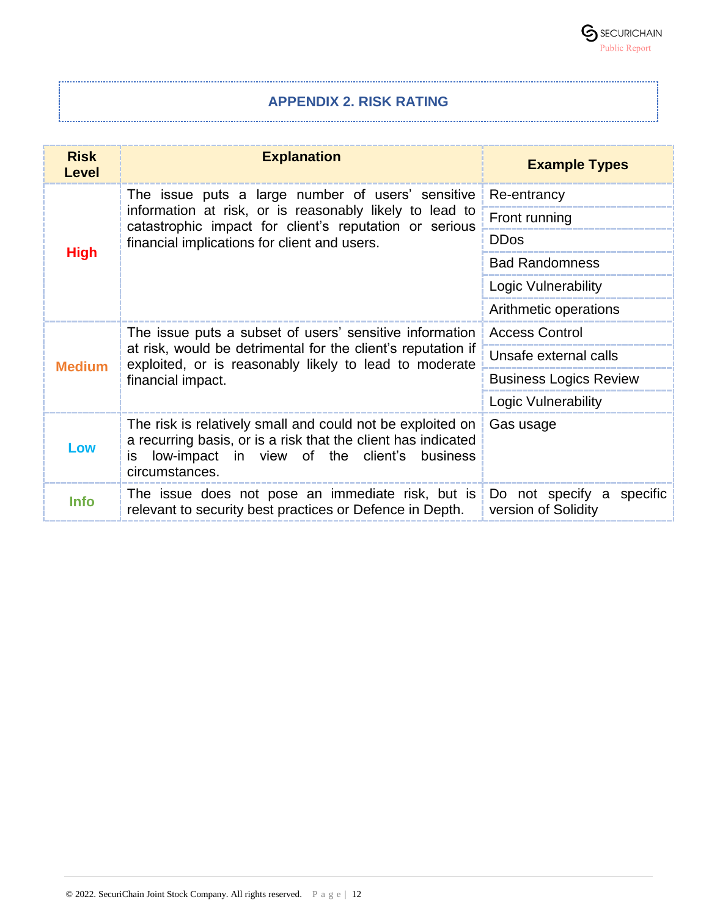## APPENDIX 2. RISK RATING

| Risk Level | Explanation | Example Types |
|---|---|---|
| High | The issue puts a large number of users' sensitive information at risk, or is reasonably likely to lead to catastrophic impact for client's reputation or serious financial implications for client and users. | Re-entrancy |
| | | Front running |
| | | DDos |
| | | Bad Randomness |
| | | Logic Vulnerability |
| | | Arithmetic operations |
| Medium | The issue puts a subset of users' sensitive information at risk, would be detrimental for the client's reputation if exploited, or is reasonably likely to lead to moderate financial impact. | Access Control |
| | | Unsafe external calls |
| | | Business Logics Review |
| | | Logic Vulnerability |
| Low | The risk is relatively small and could not be exploited on a recurring basis, or is a risk that the client has indicated is low-impact in view of the client's business circumstances. | Gas usage |
| Info | The issue does not pose an immediate risk, but is relevant to security best practices or Defence in Depth. | Do not specify a specific version of Solidity |